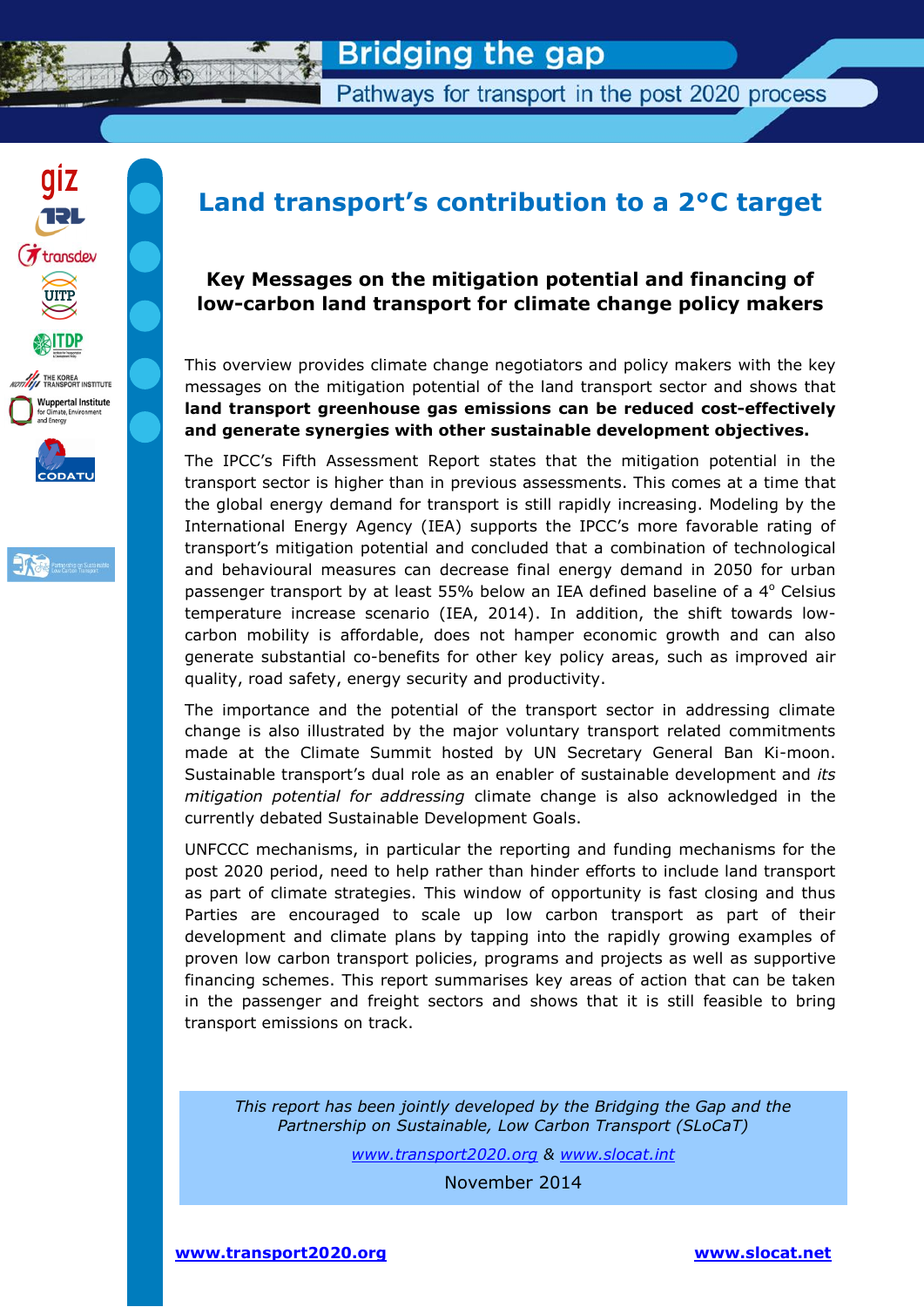# Bridging the gap

## Pathways for transport in the post 2020 process

# Land transport's contribution to a 2°C target

### Key Messages on the mitigation potential and financing of low-carbon land transport for climate change policy makers

This overview provides climate change negotiators and policy makers with the key messages on the mitigation potential of the land transport sector and shows that **land transport greenhouse gas emissions can be reduced cost-effectively and generate synergies with other sustainable development objectives.**

The IPCC's Fifth Assessment Report states that the mitigation potential in the transport sector is higher than in previous assessments. This comes at a time that the global energy demand for transport is still rapidly increasing. Modeling by the International Energy Agency (IEA) supports the IPCC's more favorable rating of transport's mitigation potential and concluded that a combination of technological and behavioural measures can decrease final energy demand in 2050 for urban passenger transport by at least 55% below an IEA defined baseline of a 4° Celsius temperature increase scenario (IEA, 2014). In addition, the shift towards low-carbon mobility is affordable, does not hamper economic growth and can also generate substantial co-benefits for other key policy areas, such as improved air quality, road safety, energy security and productivity.

The importance and the potential of the transport sector in addressing climate change is also illustrated by the major voluntary transport related commitments made at the Climate Summit hosted by UN Secretary General Ban Ki-moon. Sustainable transport's dual role as an enabler of sustainable development and *its mitigation potential for addressing* climate change is also acknowledged in the currently debated Sustainable Development Goals.

UNFCCC mechanisms, in particular the reporting and funding mechanisms for the post 2020 period, need to help rather than hinder efforts to include land transport as part of climate strategies. This window of opportunity is fast closing and thus Parties are encouraged to scale up low carbon transport as part of their development and climate plans by tapping into the rapidly growing examples of proven low carbon transport policies, programs and projects as well as supportive financing schemes. This report summarises key areas of action that can be taken in the passenger and freight sectors and shows that it is still feasible to bring transport emissions on track.

*This report has been jointly developed by the Bridging the Gap and the Partnership on Sustainable, Low Carbon Transport (SLoCaT)*

www.transport2020.org & www.slocat.int

November 2014

**www.transport2020.org** **www.slocat.net**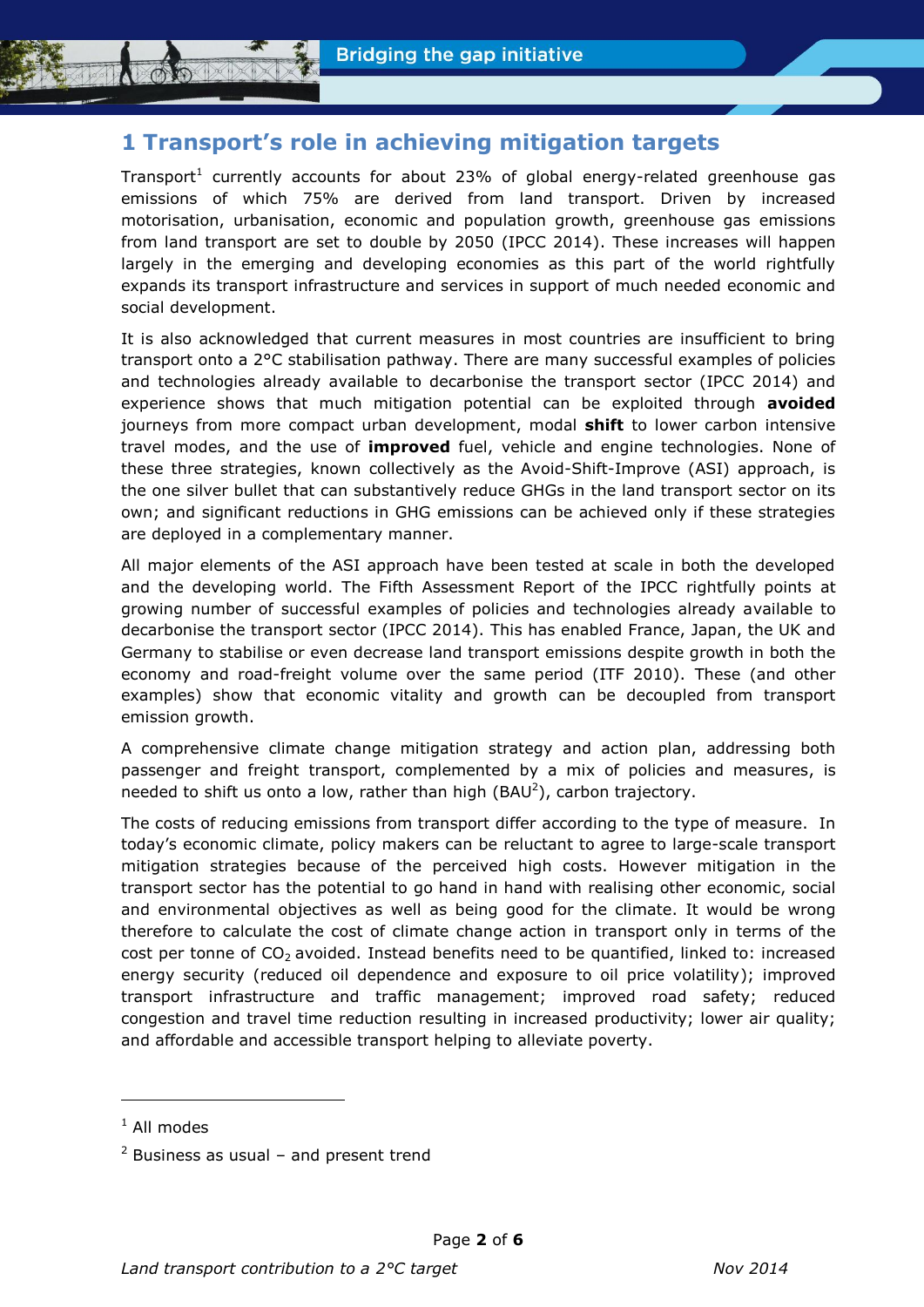# 1 Transport's role in achieving mitigation targets

Transport[1] currently accounts for about 23% of global energy-related greenhouse gas emissions of which 75% are derived from land transport. Driven by increased motorisation, urbanisation, economic and population growth, greenhouse gas emissions from land transport are set to double by 2050 (IPCC 2014). These increases will happen largely in the emerging and developing economies as this part of the world rightfully expands its transport infrastructure and services in support of much needed economic and social development.

It is also acknowledged that current measures in most countries are insufficient to bring transport onto a 2°C stabilisation pathway. There are many successful examples of policies and technologies already available to decarbonise the transport sector (IPCC 2014) and experience shows that much mitigation potential can be exploited through **avoided** journeys from more compact urban development, modal **shift** to lower carbon intensive travel modes, and the use of **improved** fuel, vehicle and engine technologies. None of these three strategies, known collectively as the Avoid-Shift-Improve (ASI) approach, is the one silver bullet that can substantively reduce GHGs in the land transport sector on its own; and significant reductions in GHG emissions can be achieved only if these strategies are deployed in a complementary manner.

All major elements of the ASI approach have been tested at scale in both the developed and the developing world. The Fifth Assessment Report of the IPCC rightfully points at growing number of successful examples of policies and technologies already available to decarbonise the transport sector (IPCC 2014). This has enabled France, Japan, the UK and Germany to stabilise or even decrease land transport emissions despite growth in both the economy and road-freight volume over the same period (ITF 2010). These (and other examples) show that economic vitality and growth can be decoupled from transport emission growth.

A comprehensive climate change mitigation strategy and action plan, addressing both passenger and freight transport, complemented by a mix of policies and measures, is needed to shift us onto a low, rather than high (BAU[2]), carbon trajectory.

The costs of reducing emissions from transport differ according to the type of measure. In today's economic climate, policy makers can be reluctant to agree to large-scale transport mitigation strategies because of the perceived high costs. However mitigation in the transport sector has the potential to go hand in hand with realising other economic, social and environmental objectives as well as being good for the climate. It would be wrong therefore to calculate the cost of climate change action in transport only in terms of the cost per tonne of $CO_2$ avoided. Instead benefits need to be quantified, linked to: increased energy security (reduced oil dependence and exposure to oil price volatility); improved transport infrastructure and traffic management; improved road safety; reduced congestion and travel time reduction resulting in increased productivity; lower air quality; and affordable and accessible transport helping to alleviate poverty.

---

[1] All modes

[2] Business as usual – and present trend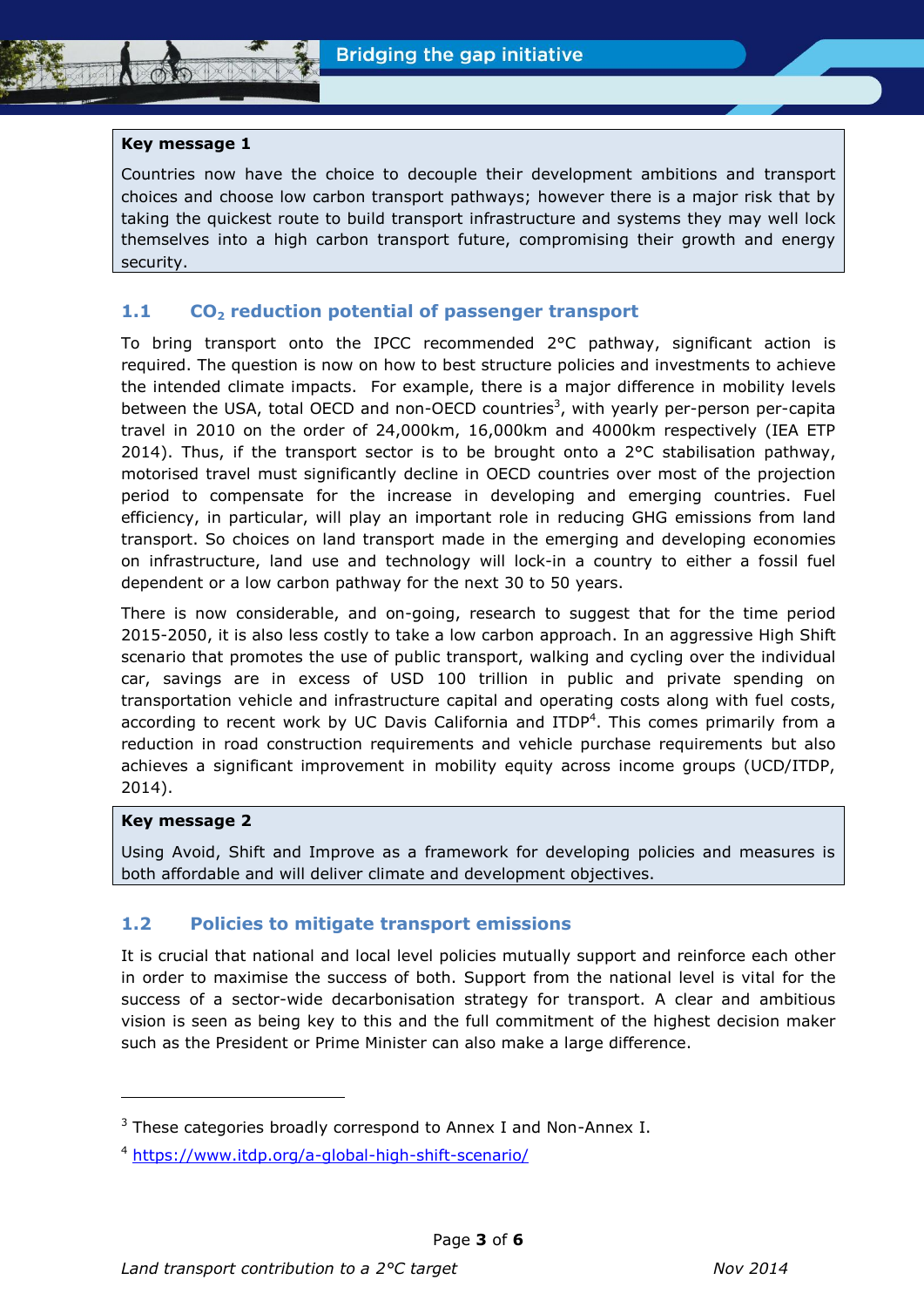**Key message 1**

Countries now have the choice to decouple their development ambitions and transport choices and choose low carbon transport pathways; however there is a major risk that by taking the quickest route to build transport infrastructure and systems they may well lock themselves into a high carbon transport future, compromising their growth and energy security.

## 1.1 $CO_2$ reduction potential of passenger transport

To bring transport onto the IPCC recommended 2°C pathway, significant action is required. The question is now on how to best structure policies and investments to achieve the intended climate impacts. For example, there is a major difference in mobility levels between the USA, total OECD and non-OECD countries[3], with yearly per-person per-capita travel in 2010 on the order of 24,000km, 16,000km and 4000km respectively (IEA ETP 2014). Thus, if the transport sector is to be brought onto a 2°C stabilisation pathway, motorised travel must significantly decline in OECD countries over most of the projection period to compensate for the increase in developing and emerging countries. Fuel efficiency, in particular, will play an important role in reducing GHG emissions from land transport. So choices on land transport made in the emerging and developing economies on infrastructure, land use and technology will lock-in a country to either a fossil fuel dependent or a low carbon pathway for the next 30 to 50 years.

There is now considerable, and on-going, research to suggest that for the time period 2015-2050, it is also less costly to take a low carbon approach. In an aggressive High Shift scenario that promotes the use of public transport, walking and cycling over the individual car, savings are in excess of USD 100 trillion in public and private spending on transportation vehicle and infrastructure capital and operating costs along with fuel costs, according to recent work by UC Davis California and ITDP[4]. This comes primarily from a reduction in road construction requirements and vehicle purchase requirements but also achieves a significant improvement in mobility equity across income groups (UCD/ITDP, 2014).

**Key message 2**

Using Avoid, Shift and Improve as a framework for developing policies and measures is both affordable and will deliver climate and development objectives.

## 1.2 Policies to mitigate transport emissions

It is crucial that national and local level policies mutually support and reinforce each other in order to maximise the success of both. Support from the national level is vital for the success of a sector-wide decarbonisation strategy for transport. A clear and ambitious vision is seen as being key to this and the full commitment of the highest decision maker such as the President or Prime Minister can also make a large difference.

---

[3] These categories broadly correspond to Annex I and Non-Annex I.

[4] https://www.itdp.org/a-global-high-shift-scenario/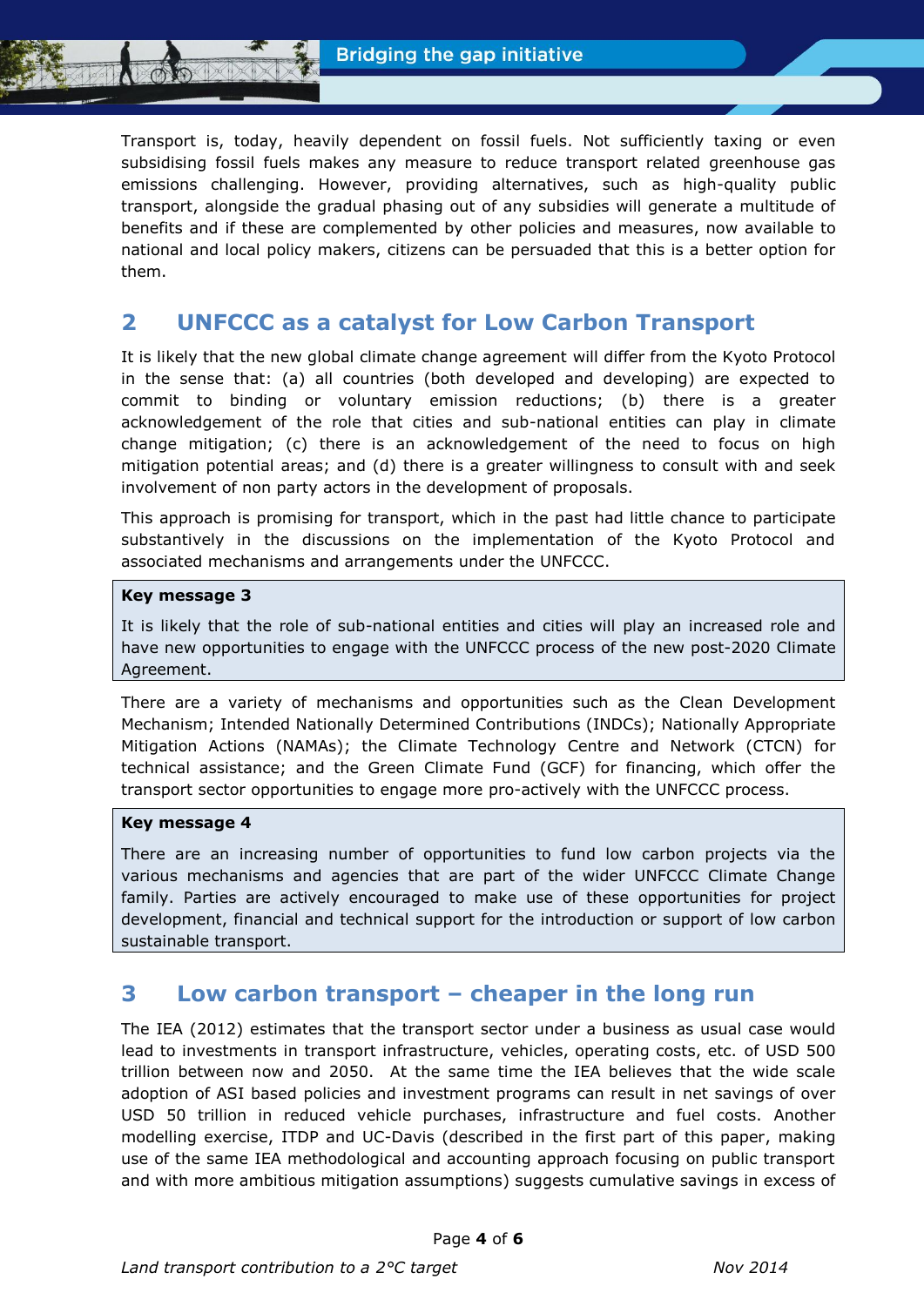Transport is, today, heavily dependent on fossil fuels. Not sufficiently taxing or even subsidising fossil fuels makes any measure to reduce transport related greenhouse gas emissions challenging. However, providing alternatives, such as high-quality public transport, alongside the gradual phasing out of any subsidies will generate a multitude of benefits and if these are complemented by other policies and measures, now available to national and local policy makers, citizens can be persuaded that this is a better option for them.

## 2 UNFCCC as a catalyst for Low Carbon Transport

It is likely that the new global climate change agreement will differ from the Kyoto Protocol in the sense that: (a) all countries (both developed and developing) are expected to commit to binding or voluntary emission reductions; (b) there is a greater acknowledgement of the role that cities and sub-national entities can play in climate change mitigation; (c) there is an acknowledgement of the need to focus on high mitigation potential areas; and (d) there is a greater willingness to consult with and seek involvement of non party actors in the development of proposals.

This approach is promising for transport, which in the past had little chance to participate substantively in the discussions on the implementation of the Kyoto Protocol and associated mechanisms and arrangements under the UNFCCC.

> **Key message 3**
>
> It is likely that the role of sub-national entities and cities will play an increased role and have new opportunities to engage with the UNFCCC process of the new post-2020 Climate Agreement.

There are a variety of mechanisms and opportunities such as the Clean Development Mechanism; Intended Nationally Determined Contributions (INDCs); Nationally Appropriate Mitigation Actions (NAMAs); the Climate Technology Centre and Network (CTCN) for technical assistance; and the Green Climate Fund (GCF) for financing, which offer the transport sector opportunities to engage more pro-actively with the UNFCCC process.

> **Key message 4**
>
> There are an increasing number of opportunities to fund low carbon projects via the various mechanisms and agencies that are part of the wider UNFCCC Climate Change family. Parties are actively encouraged to make use of these opportunities for project development, financial and technical support for the introduction or support of low carbon sustainable transport.

## 3 Low carbon transport – cheaper in the long run

The IEA (2012) estimates that the transport sector under a business as usual case would lead to investments in transport infrastructure, vehicles, operating costs, etc. of USD 500 trillion between now and 2050. At the same time the IEA believes that the wide scale adoption of ASI based policies and investment programs can result in net savings of over USD 50 trillion in reduced vehicle purchases, infrastructure and fuel costs. Another modelling exercise, ITDP and UC-Davis (described in the first part of this paper, making use of the same IEA methodological and accounting approach focusing on public transport and with more ambitious mitigation assumptions) suggests cumulative savings in excess of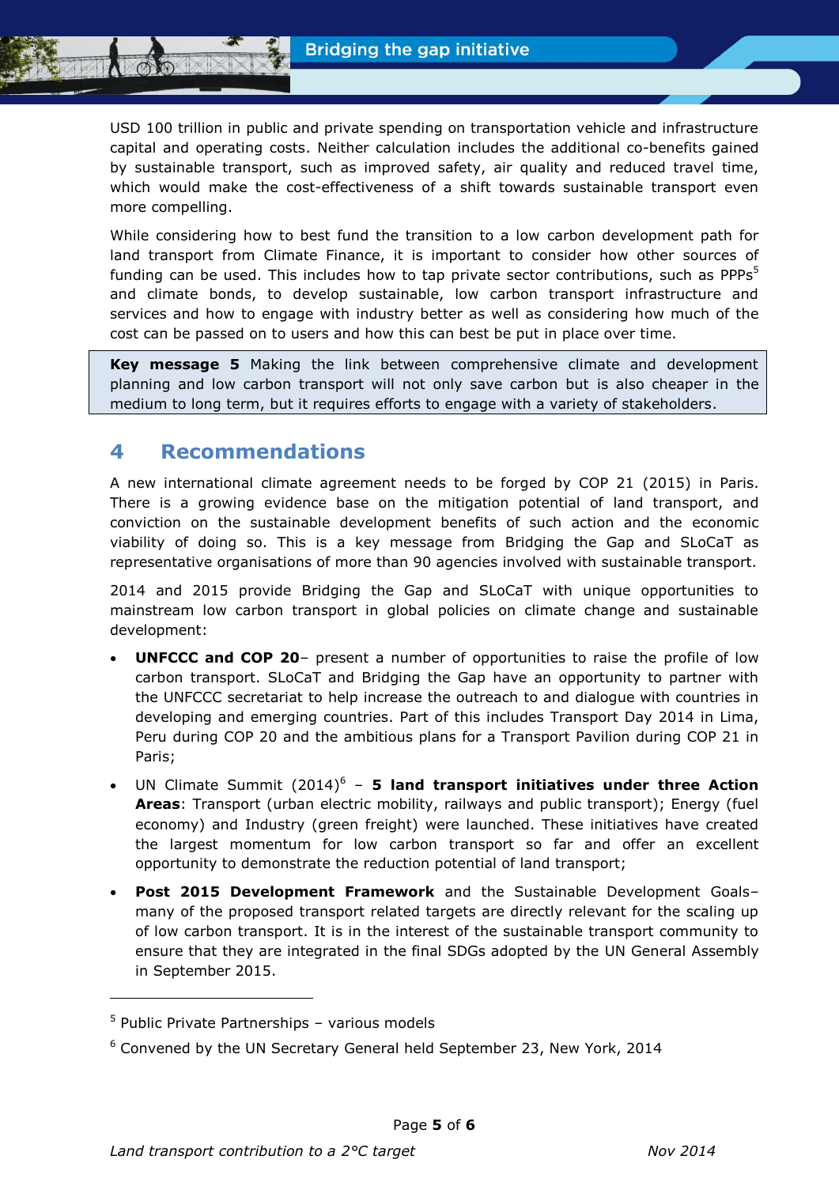USD 100 trillion in public and private spending on transportation vehicle and infrastructure capital and operating costs. Neither calculation includes the additional co-benefits gained by sustainable transport, such as improved safety, air quality and reduced travel time, which would make the cost-effectiveness of a shift towards sustainable transport even more compelling.

While considering how to best fund the transition to a low carbon development path for land transport from Climate Finance, it is important to consider how other sources of funding can be used. This includes how to tap private sector contributions, such as PPPs[5] and climate bonds, to develop sustainable, low carbon transport infrastructure and services and how to engage with industry better as well as considering how much of the cost can be passed on to users and how this can best be put in place over time.

> **Key message 5** Making the link between comprehensive climate and development planning and low carbon transport will not only save carbon but is also cheaper in the medium to long term, but it requires efforts to engage with a variety of stakeholders.

## 4 Recommendations

A new international climate agreement needs to be forged by COP 21 (2015) in Paris. There is a growing evidence base on the mitigation potential of land transport, and conviction on the sustainable development benefits of such action and the economic viability of doing so. This is a key message from Bridging the Gap and SLoCaT as representative organisations of more than 90 agencies involved with sustainable transport.

2014 and 2015 provide Bridging the Gap and SLoCaT with unique opportunities to mainstream low carbon transport in global policies on climate change and sustainable development:

- **UNFCCC and COP 20**– present a number of opportunities to raise the profile of low carbon transport. SLoCaT and Bridging the Gap have an opportunity to partner with the UNFCCC secretariat to help increase the outreach to and dialogue with countries in developing and emerging countries. Part of this includes Transport Day 2014 in Lima, Peru during COP 20 and the ambitious plans for a Transport Pavilion during COP 21 in Paris;
- UN Climate Summit (2014)[6] – **5 land transport initiatives under three Action Areas**: Transport (urban electric mobility, railways and public transport); Energy (fuel economy) and Industry (green freight) were launched. These initiatives have created the largest momentum for low carbon transport so far and offer an excellent opportunity to demonstrate the reduction potential of land transport;
- **Post 2015 Development Framework** and the Sustainable Development Goals– many of the proposed transport related targets are directly relevant for the scaling up of low carbon transport. It is in the interest of the sustainable transport community to ensure that they are integrated in the final SDGs adopted by the UN General Assembly in September 2015.

---

[5] Public Private Partnerships – various models

[6] Convened by the UN Secretary General held September 23, New York, 2014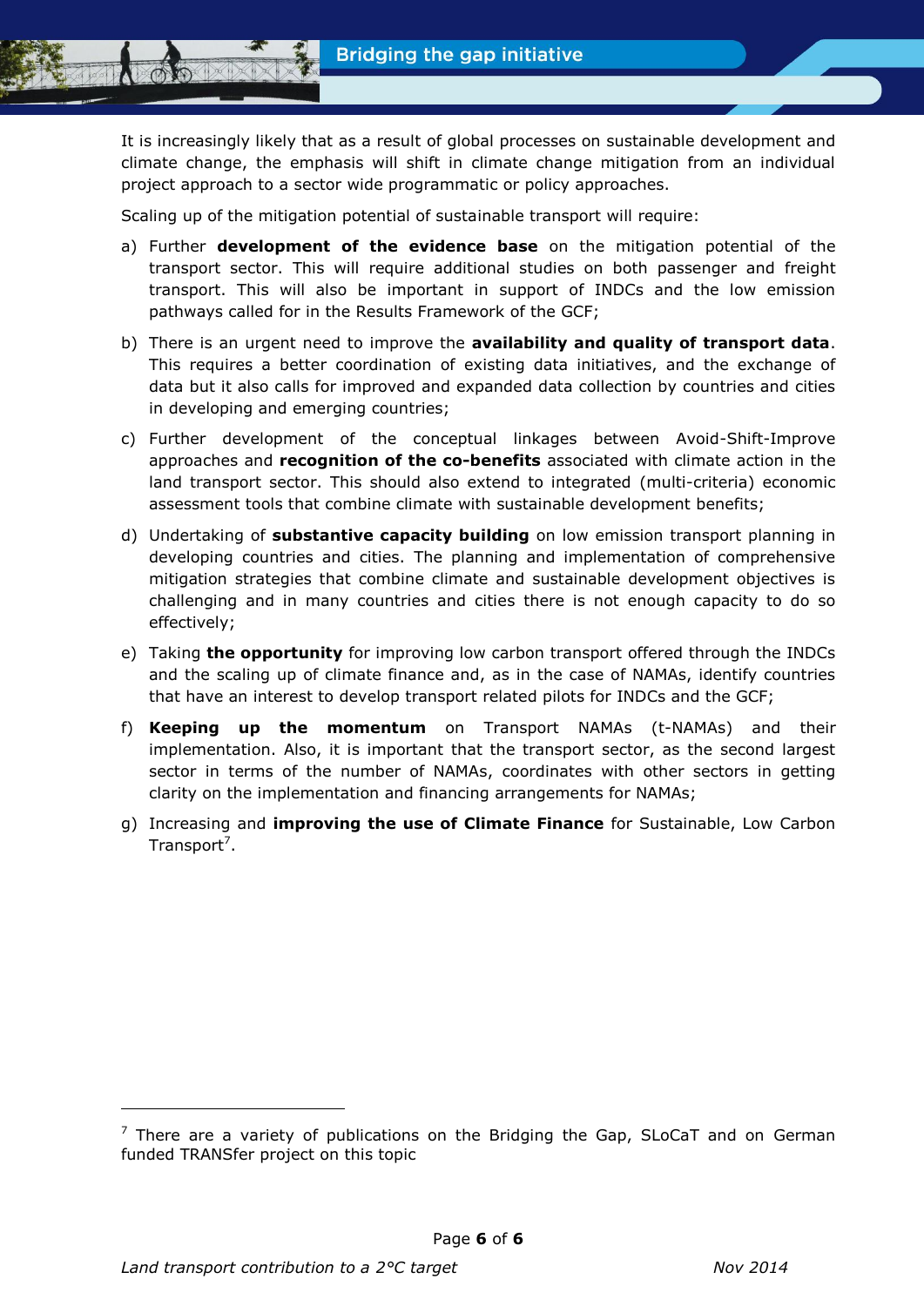It is increasingly likely that as a result of global processes on sustainable development and climate change, the emphasis will shift in climate change mitigation from an individual project approach to a sector wide programmatic or policy approaches.

Scaling up of the mitigation potential of sustainable transport will require:

a) Further **development of the evidence base** on the mitigation potential of the transport sector. This will require additional studies on both passenger and freight transport. This will also be important in support of INDCs and the low emission pathways called for in the Results Framework of the GCF;

b) There is an urgent need to improve the **availability and quality of transport data**. This requires a better coordination of existing data initiatives, and the exchange of data but it also calls for improved and expanded data collection by countries and cities in developing and emerging countries;

c) Further development of the conceptual linkages between Avoid-Shift-Improve approaches and **recognition of the co-benefits** associated with climate action in the land transport sector. This should also extend to integrated (multi-criteria) economic assessment tools that combine climate with sustainable development benefits;

d) Undertaking of **substantive capacity building** on low emission transport planning in developing countries and cities. The planning and implementation of comprehensive mitigation strategies that combine climate and sustainable development objectives is challenging and in many countries and cities there is not enough capacity to do so effectively;

e) Taking **the opportunity** for improving low carbon transport offered through the INDCs and the scaling up of climate finance and, as in the case of NAMAs, identify countries that have an interest to develop transport related pilots for INDCs and the GCF;

f) **Keeping up the momentum** on Transport NAMAs (t-NAMAs) and their implementation. Also, it is important that the transport sector, as the second largest sector in terms of the number of NAMAs, coordinates with other sectors in getting clarity on the implementation and financing arrangements for NAMAs;

g) Increasing and **improving the use of Climate Finance** for Sustainable, Low Carbon Transport[7].

---

[7] There are a variety of publications on the Bridging the Gap, SLoCaT and on German funded TRANSfer project on this topic